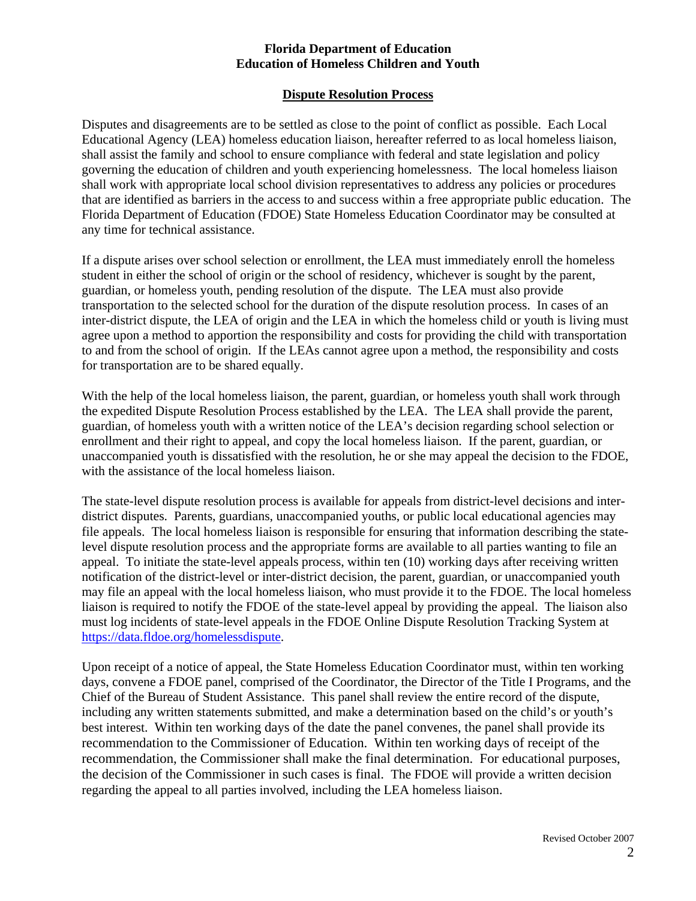**Florida Department of Education**
**Education of Homeless Children and Youth**

## Dispute Resolution Process

Disputes and disagreements are to be settled as close to the point of conflict as possible. Each Local Educational Agency (LEA) homeless education liaison, hereafter referred to as local homeless liaison, shall assist the family and school to ensure compliance with federal and state legislation and policy governing the education of children and youth experiencing homelessness. The local homeless liaison shall work with appropriate local school division representatives to address any policies or procedures that are identified as barriers in the access to and success within a free appropriate public education. The Florida Department of Education (FDOE) State Homeless Education Coordinator may be consulted at any time for technical assistance.

If a dispute arises over school selection or enrollment, the LEA must immediately enroll the homeless student in either the school of origin or the school of residency, whichever is sought by the parent, guardian, or homeless youth, pending resolution of the dispute. The LEA must also provide transportation to the selected school for the duration of the dispute resolution process. In cases of an inter-district dispute, the LEA of origin and the LEA in which the homeless child or youth is living must agree upon a method to apportion the responsibility and costs for providing the child with transportation to and from the school of origin. If the LEAs cannot agree upon a method, the responsibility and costs for transportation are to be shared equally.

With the help of the local homeless liaison, the parent, guardian, or homeless youth shall work through the expedited Dispute Resolution Process established by the LEA. The LEA shall provide the parent, guardian, of homeless youth with a written notice of the LEA's decision regarding school selection or enrollment and their right to appeal, and copy the local homeless liaison. If the parent, guardian, or unaccompanied youth is dissatisfied with the resolution, he or she may appeal the decision to the FDOE, with the assistance of the local homeless liaison.

The state-level dispute resolution process is available for appeals from district-level decisions and inter-district disputes. Parents, guardians, unaccompanied youths, or public local educational agencies may file appeals. The local homeless liaison is responsible for ensuring that information describing the state-level dispute resolution process and the appropriate forms are available to all parties wanting to file an appeal. To initiate the state-level appeals process, within ten (10) working days after receiving written notification of the district-level or inter-district decision, the parent, guardian, or unaccompanied youth may file an appeal with the local homeless liaison, who must provide it to the FDOE. The local homeless liaison is required to notify the FDOE of the state-level appeal by providing the appeal. The liaison also must log incidents of state-level appeals in the FDOE Online Dispute Resolution Tracking System at https://data.fldoe.org/homelessdispute.

Upon receipt of a notice of appeal, the State Homeless Education Coordinator must, within ten working days, convene a FDOE panel, comprised of the Coordinator, the Director of the Title I Programs, and the Chief of the Bureau of Student Assistance. This panel shall review the entire record of the dispute, including any written statements submitted, and make a determination based on the child's or youth's best interest. Within ten working days of the date the panel convenes, the panel shall provide its recommendation to the Commissioner of Education. Within ten working days of receipt of the recommendation, the Commissioner shall make the final determination. For educational purposes, the decision of the Commissioner in such cases is final. The FDOE will provide a written decision regarding the appeal to all parties involved, including the LEA homeless liaison.

Revised October 2007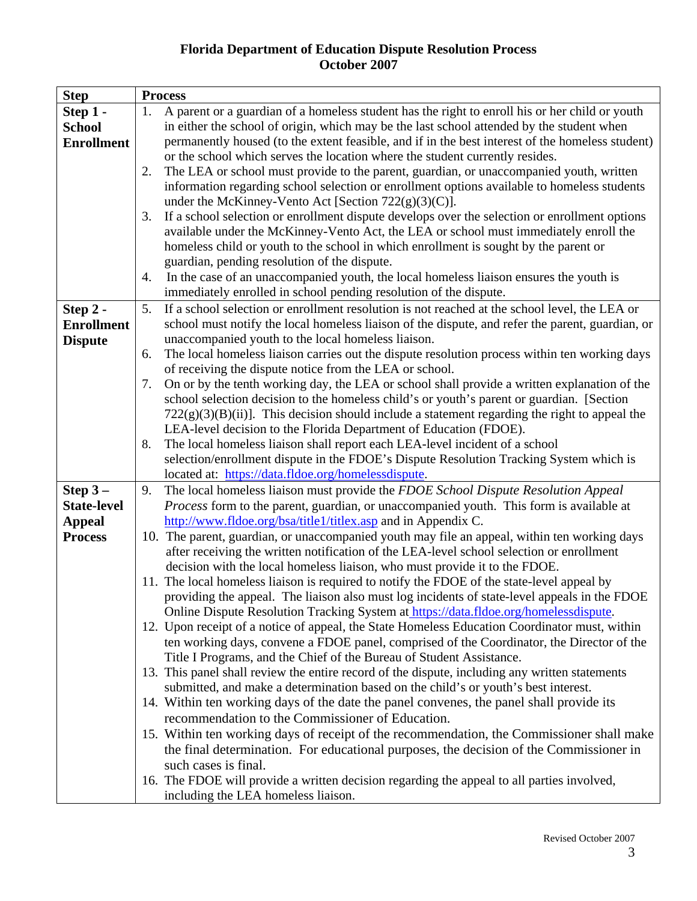# Florida Department of Education Dispute Resolution Process
## October 2007

| Step | Process |
|---|---|
| **Step 1 - School Enrollment** | 1. A parent or a guardian of a homeless student has the right to enroll his or her child or youth in either the school of origin, which may be the last school attended by the student when permanently housed (to the extent feasible, and if in the best interest of the homeless student) or the school which serves the location where the student currently resides.<br>2. The LEA or school must provide to the parent, guardian, or unaccompanied youth, written information regarding school selection or enrollment options available to homeless students under the McKinney-Vento Act [Section 722(g)(3)(C)].<br>3. If a school selection or enrollment dispute develops over the selection or enrollment options available under the McKinney-Vento Act, the LEA or school must immediately enroll the homeless child or youth to the school in which enrollment is sought by the parent or guardian, pending resolution of the dispute.<br>4. In the case of an unaccompanied youth, the local homeless liaison ensures the youth is immediately enrolled in school pending resolution of the dispute. |
| **Step 2 - Enrollment Dispute** | 5. If a school selection or enrollment resolution is not reached at the school level, the LEA or school must notify the local homeless liaison of the dispute, and refer the parent, guardian, or unaccompanied youth to the local homeless liaison.<br>6. The local homeless liaison carries out the dispute resolution process within ten working days of receiving the dispute notice from the LEA or school.<br>7. On or by the tenth working day, the LEA or school shall provide a written explanation of the school selection decision to the homeless child's or youth's parent or guardian. [Section 722(g)(3)(B)(ii)]. This decision should include a statement regarding the right to appeal the LEA-level decision to the Florida Department of Education (FDOE).<br>8. The local homeless liaison shall report each LEA-level incident of a school selection/enrollment dispute in the FDOE's Dispute Resolution Tracking System which is located at: https://data.fldoe.org/homelessdispute. |
| **Step 3 – State-level Appeal Process** | 9. The local homeless liaison must provide the *FDOE School Dispute Resolution Appeal Process* form to the parent, guardian, or unaccompanied youth. This form is available at http://www.fldoe.org/bsa/title1/titlex.asp and in Appendix C.<br>10. The parent, guardian, or unaccompanied youth may file an appeal, within ten working days after receiving the written notification of the LEA-level school selection or enrollment decision with the local homeless liaison, who must provide it to the FDOE.<br>11. The local homeless liaison is required to notify the FDOE of the state-level appeal by providing the appeal. The liaison also must log incidents of state-level appeals in the FDOE Online Dispute Resolution Tracking System at https://data.fldoe.org/homelessdispute.<br>12. Upon receipt of a notice of appeal, the State Homeless Education Coordinator must, within ten working days, convene a FDOE panel, comprised of the Coordinator, the Director of the Title I Programs, and the Chief of the Bureau of Student Assistance.<br>13. This panel shall review the entire record of the dispute, including any written statements submitted, and make a determination based on the child's or youth's best interest.<br>14. Within ten working days of the date the panel convenes, the panel shall provide its recommendation to the Commissioner of Education.<br>15. Within ten working days of receipt of the recommendation, the Commissioner shall make the final determination. For educational purposes, the decision of the Commissioner in such cases is final.<br>16. The FDOE will provide a written decision regarding the appeal to all parties involved, including the LEA homeless liaison. |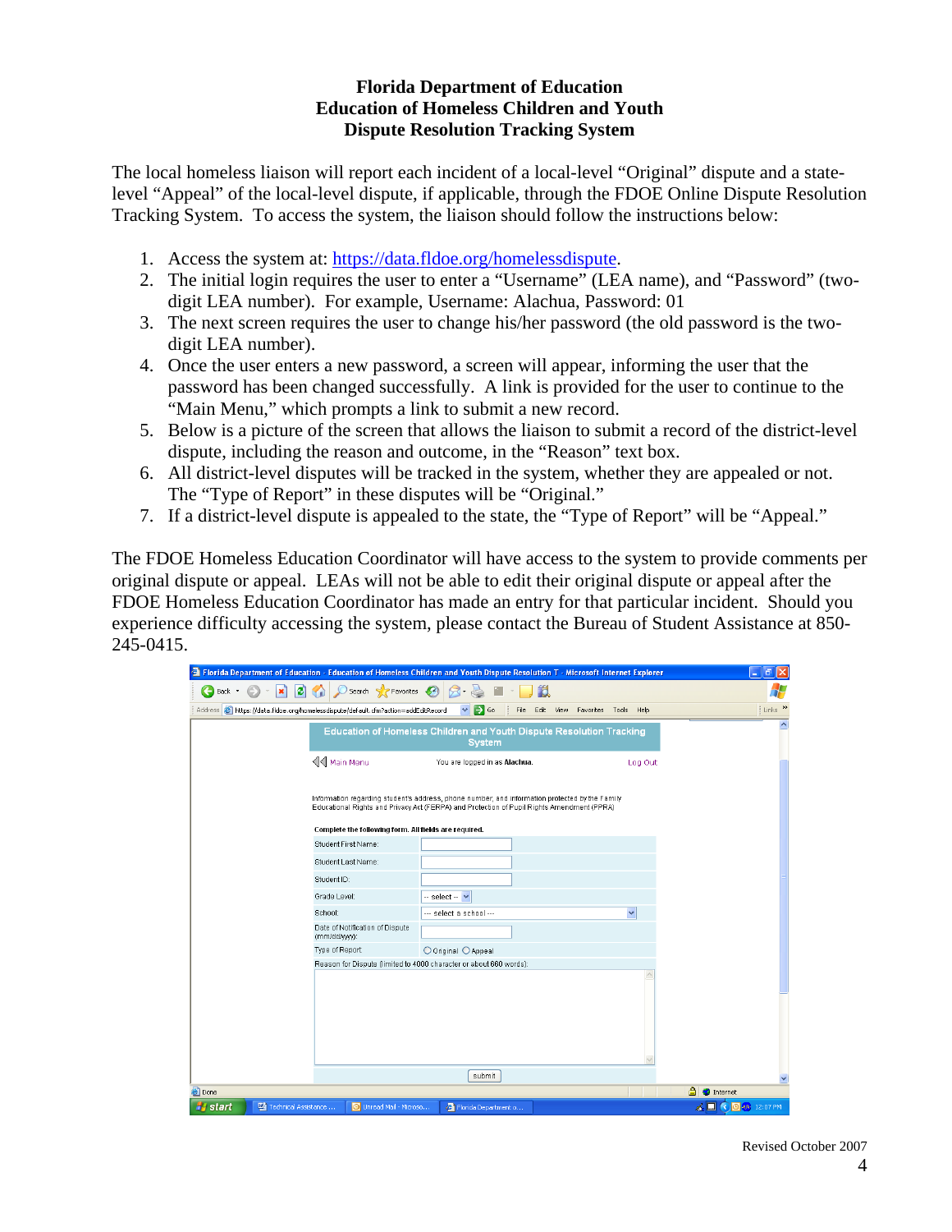**Florida Department of Education**
**Education of Homeless Children and Youth**
**Dispute Resolution Tracking System**

The local homeless liaison will report each incident of a local-level "Original" dispute and a state-level "Appeal" of the local-level dispute, if applicable, through the FDOE Online Dispute Resolution Tracking System. To access the system, the liaison should follow the instructions below:

1. Access the system at: https://data.fldoe.org/homelessdispute.
2. The initial login requires the user to enter a "Username" (LEA name), and "Password" (two-digit LEA number). For example, Username: Alachua, Password: 01
3. The next screen requires the user to change his/her password (the old password is the two-digit LEA number).
4. Once the user enters a new password, a screen will appear, informing the user that the password has been changed successfully. A link is provided for the user to continue to the "Main Menu," which prompts a link to submit a new record.
5. Below is a picture of the screen that allows the liaison to submit a record of the district-level dispute, including the reason and outcome, in the "Reason" text box.
6. All district-level disputes will be tracked in the system, whether they are appealed or not. The "Type of Report" in these disputes will be "Original."
7. If a district-level dispute is appealed to the state, the "Type of Report" will be "Appeal."

The FDOE Homeless Education Coordinator will have access to the system to provide comments per original dispute or appeal. LEAs will not be able to edit their original dispute or appeal after the FDOE Homeless Education Coordinator has made an entry for that particular incident. Should you experience difficulty accessing the system, please contact the Bureau of Student Assistance at 850-245-0415.